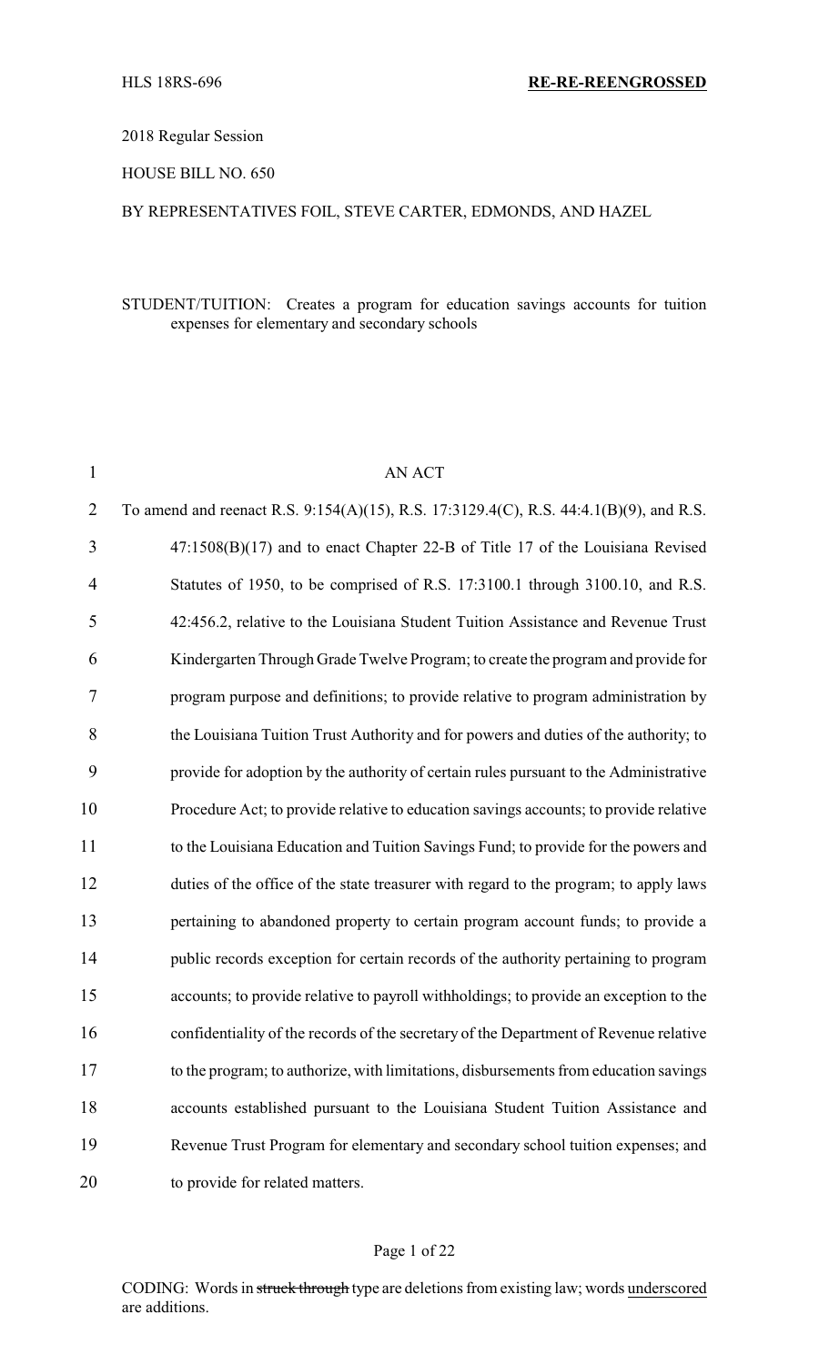HLS 18RS-696 **RE-RE-REENGROSSED**

2018 Regular Session

HOUSE BILL NO. 650

BY REPRESENTATIVES FOIL, STEVE CARTER, EDMONDS, AND HAZEL

STUDENT/TUITION: Creates a program for education savings accounts for tuition expenses for elementary and secondary schools

AN ACT

To amend and reenact R.S. 9:154(A)(15), R.S. 17:3129.4(C), R.S. 44:4.1(B)(9), and R.S. 47:1508(B)(17) and to enact Chapter 22-B of Title 17 of the Louisiana Revised Statutes of 1950, to be comprised of R.S. 17:3100.1 through 3100.10, and R.S. 42:456.2, relative to the Louisiana Student Tuition Assistance and Revenue Trust Kindergarten Through Grade Twelve Program; to create the program and provide for program purpose and definitions; to provide relative to program administration by the Louisiana Tuition Trust Authority and for powers and duties of the authority; to provide for adoption by the authority of certain rules pursuant to the Administrative Procedure Act; to provide relative to education savings accounts; to provide relative to the Louisiana Education and Tuition Savings Fund; to provide for the powers and duties of the office of the state treasurer with regard to the program; to apply laws pertaining to abandoned property to certain program account funds; to provide a public records exception for certain records of the authority pertaining to program accounts; to provide relative to payroll withholdings; to provide an exception to the confidentiality of the records of the secretary of the Department of Revenue relative to the program; to authorize, with limitations, disbursements from education savings accounts established pursuant to the Louisiana Student Tuition Assistance and Revenue Trust Program for elementary and secondary school tuition expenses; and to provide for related matters.

CODING: Words in ~~struck through~~ type are deletions from existing law; words underscored are additions.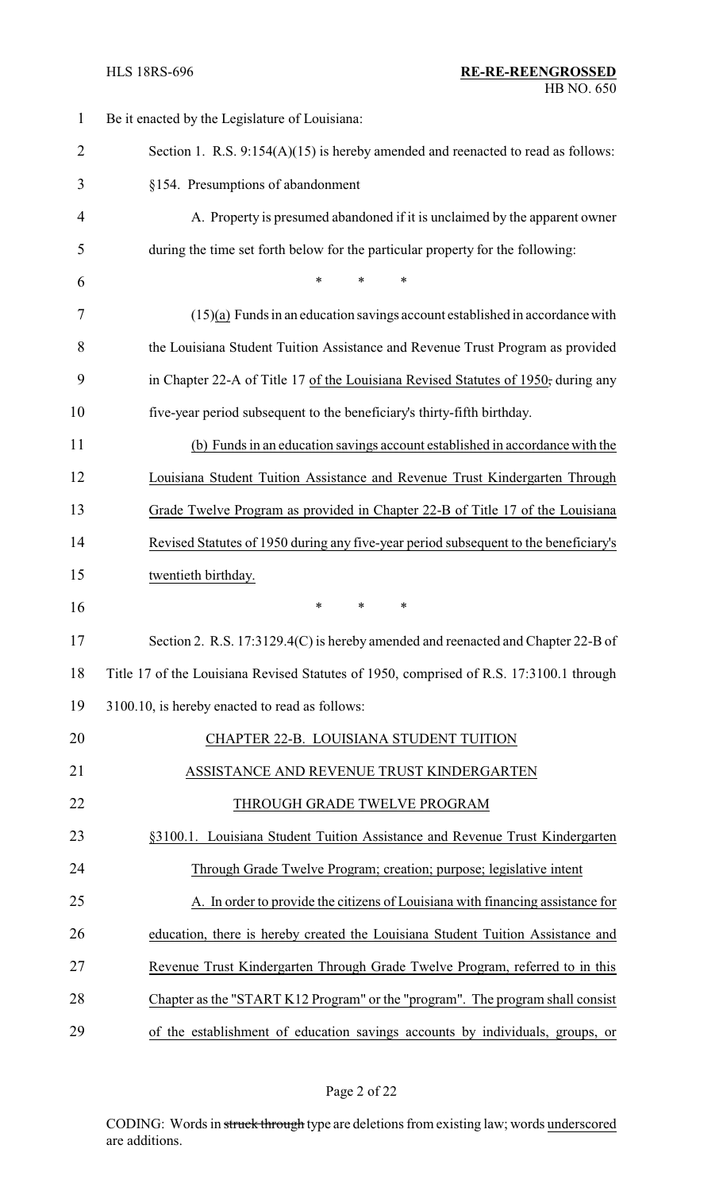Be it enacted by the Legislature of Louisiana:

Section 1. R.S. 9:154(A)(15) is hereby amended and reenacted to read as follows:

§154. Presumptions of abandonment

A. Property is presumed abandoned if it is unclaimed by the apparent owner during the time set forth below for the particular property for the following:

\* \* \*

(15)(a) Funds in an education savings account established in accordance with the Louisiana Student Tuition Assistance and Revenue Trust Program as provided in Chapter 22-A of Title 17 of the Louisiana Revised Statutes of 1950, during any five-year period subsequent to the beneficiary's thirty-fifth birthday.

(b) Funds in an education savings account established in accordance with the Louisiana Student Tuition Assistance and Revenue Trust Kindergarten Through Grade Twelve Program as provided in Chapter 22-B of Title 17 of the Louisiana Revised Statutes of 1950 during any five-year period subsequent to the beneficiary's twentieth birthday.

\* \* \*

Section 2. R.S. 17:3129.4(C) is hereby amended and reenacted and Chapter 22-B of Title 17 of the Louisiana Revised Statutes of 1950, comprised of R.S. 17:3100.1 through 3100.10, is hereby enacted to read as follows:

CHAPTER 22-B. LOUISIANA STUDENT TUITION ASSISTANCE AND REVENUE TRUST KINDERGARTEN THROUGH GRADE TWELVE PROGRAM

§3100.1. Louisiana Student Tuition Assistance and Revenue Trust Kindergarten Through Grade Twelve Program; creation; purpose; legislative intent

A. In order to provide the citizens of Louisiana with financing assistance for education, there is hereby created the Louisiana Student Tuition Assistance and Revenue Trust Kindergarten Through Grade Twelve Program, referred to in this Chapter as the "START K12 Program" or the "program". The program shall consist of the establishment of education savings accounts by individuals, groups, or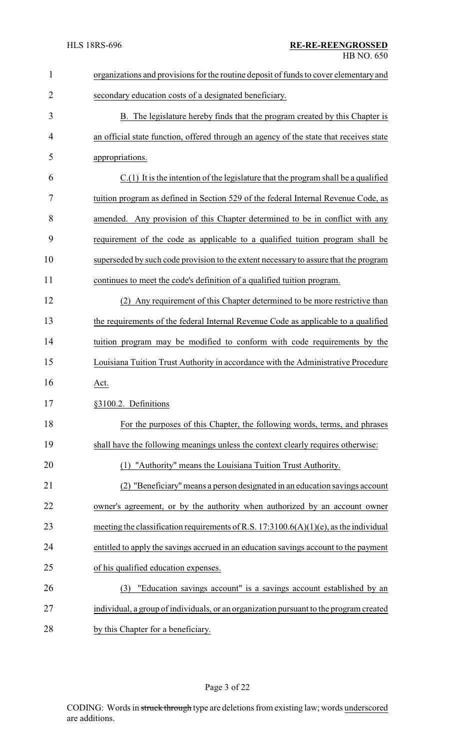organizations and provisions for the routine deposit of funds to cover elementary and secondary education costs of a designated beneficiary.

B. The legislature hereby finds that the program created by this Chapter is an official state function, offered through an agency of the state that receives state appropriations.

C.(1) It is the intention of the legislature that the program shall be a qualified tuition program as defined in Section 529 of the federal Internal Revenue Code, as amended. Any provision of this Chapter determined to be in conflict with any requirement of the code as applicable to a qualified tuition program shall be superseded by such code provision to the extent necessary to assure that the program continues to meet the code's definition of a qualified tuition program.

(2) Any requirement of this Chapter determined to be more restrictive than the requirements of the federal Internal Revenue Code as applicable to a qualified tuition program may be modified to conform with code requirements by the Louisiana Tuition Trust Authority in accordance with the Administrative Procedure Act.

§3100.2. Definitions

For the purposes of this Chapter, the following words, terms, and phrases shall have the following meanings unless the context clearly requires otherwise:

(1) "Authority" means the Louisiana Tuition Trust Authority.

(2) "Beneficiary" means a person designated in an education savings account owner's agreement, or by the authority when authorized by an account owner meeting the classification requirements of R.S. 17:3100.6(A)(1)(e), as the individual entitled to apply the savings accrued in an education savings account to the payment of his qualified education expenses.

(3) "Education savings account" is a savings account established by an individual, a group of individuals, or an organization pursuant to the program created by this Chapter for a beneficiary.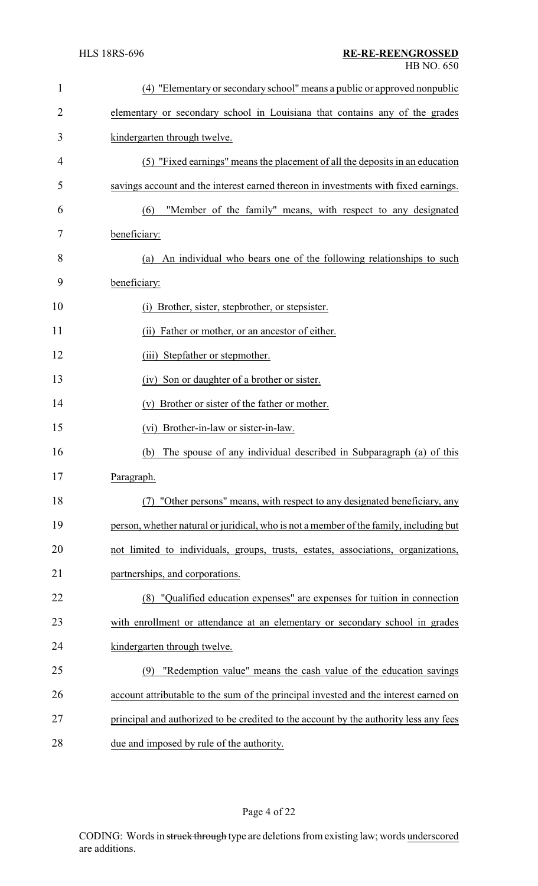(4) "Elementary or secondary school" means a public or approved nonpublic elementary or secondary school in Louisiana that contains any of the grades kindergarten through twelve.

(5) "Fixed earnings" means the placement of all the deposits in an education savings account and the interest earned thereon in investments with fixed earnings.

(6) "Member of the family" means, with respect to any designated beneficiary:

(a) An individual who bears one of the following relationships to such beneficiary:

(i) Brother, sister, stepbrother, or stepsister.

(ii) Father or mother, or an ancestor of either.

(iii) Stepfather or stepmother.

(iv) Son or daughter of a brother or sister.

(v) Brother or sister of the father or mother.

(vi) Brother-in-law or sister-in-law.

(b) The spouse of any individual described in Subparagraph (a) of this Paragraph.

(7) "Other persons" means, with respect to any designated beneficiary, any person, whether natural or juridical, who is not a member of the family, including but not limited to individuals, groups, trusts, estates, associations, organizations, partnerships, and corporations.

(8) "Qualified education expenses" are expenses for tuition in connection with enrollment or attendance at an elementary or secondary school in grades kindergarten through twelve.

(9) "Redemption value" means the cash value of the education savings account attributable to the sum of the principal invested and the interest earned on principal and authorized to be credited to the account by the authority less any fees due and imposed by rule of the authority.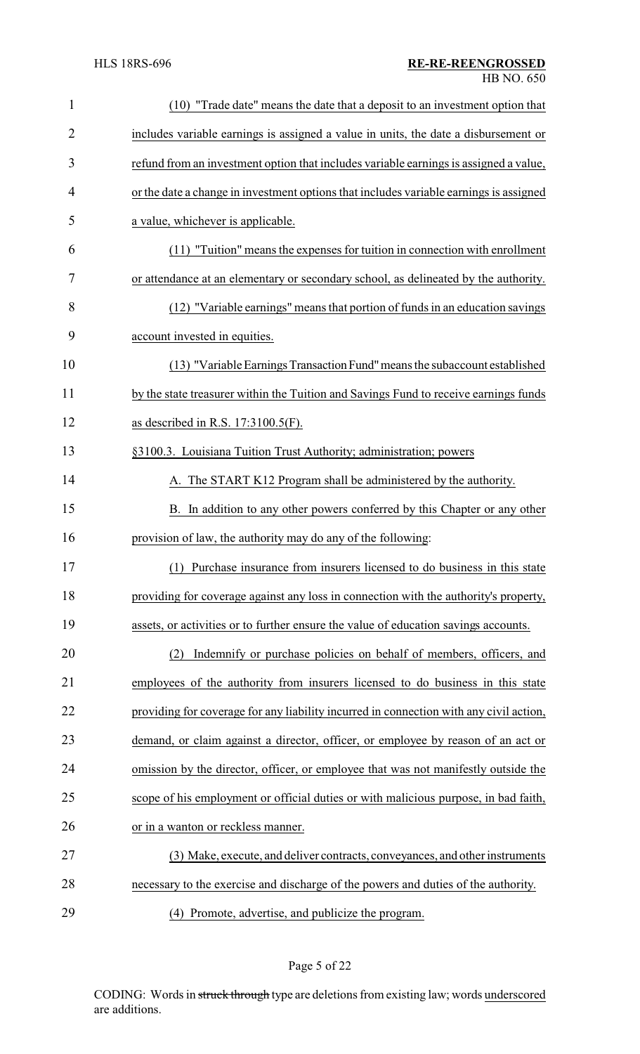(10) "Trade date" means the date that a deposit to an investment option that includes variable earnings is assigned a value in units, the date a disbursement or refund from an investment option that includes variable earnings is assigned a value, or the date a change in investment options that includes variable earnings is assigned a value, whichever is applicable.

(11) "Tuition" means the expenses for tuition in connection with enrollment or attendance at an elementary or secondary school, as delineated by the authority.

(12) "Variable earnings" means that portion of funds in an education savings account invested in equities.

(13) "Variable Earnings Transaction Fund" means the subaccount established by the state treasurer within the Tuition and Savings Fund to receive earnings funds as described in R.S. 17:3100.5(F).

§3100.3. Louisiana Tuition Trust Authority; administration; powers

A. The START K12 Program shall be administered by the authority.

B. In addition to any other powers conferred by this Chapter or any other provision of law, the authority may do any of the following:

(1) Purchase insurance from insurers licensed to do business in this state providing for coverage against any loss in connection with the authority's property, assets, or activities or to further ensure the value of education savings accounts.

(2) Indemnify or purchase policies on behalf of members, officers, and employees of the authority from insurers licensed to do business in this state providing for coverage for any liability incurred in connection with any civil action, demand, or claim against a director, officer, or employee by reason of an act or omission by the director, officer, or employee that was not manifestly outside the scope of his employment or official duties or with malicious purpose, in bad faith, or in a wanton or reckless manner.

(3) Make, execute, and deliver contracts, conveyances, and other instruments necessary to the exercise and discharge of the powers and duties of the authority.

(4) Promote, advertise, and publicize the program.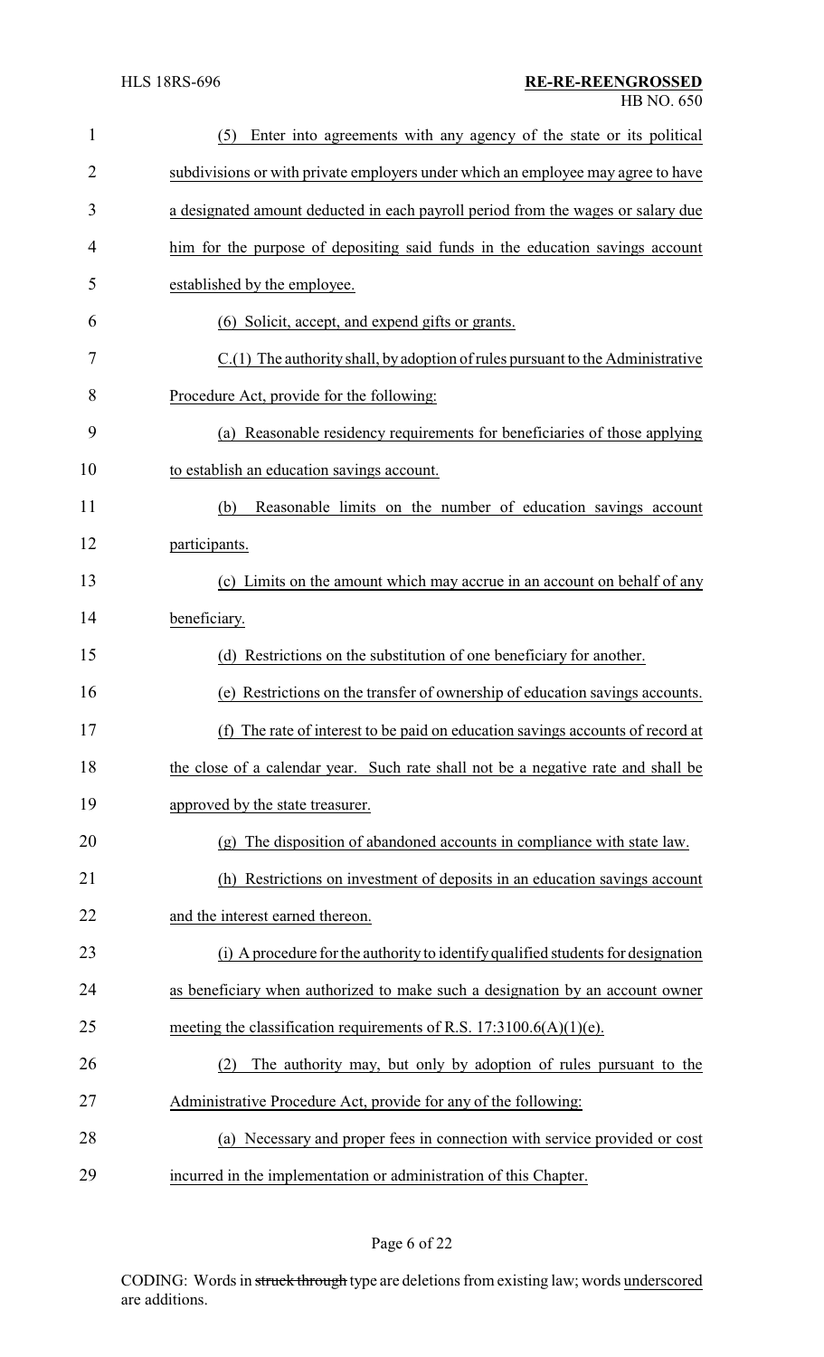(5) Enter into agreements with any agency of the state or its political subdivisions or with private employers under which an employee may agree to have a designated amount deducted in each payroll period from the wages or salary due him for the purpose of depositing said funds in the education savings account established by the employee.

(6) Solicit, accept, and expend gifts or grants.

C.(1) The authority shall, by adoption of rules pursuant to the Administrative Procedure Act, provide for the following:

(a) Reasonable residency requirements for beneficiaries of those applying to establish an education savings account.

(b) Reasonable limits on the number of education savings account participants.

(c) Limits on the amount which may accrue in an account on behalf of any beneficiary.

(d) Restrictions on the substitution of one beneficiary for another.

(e) Restrictions on the transfer of ownership of education savings accounts.

(f) The rate of interest to be paid on education savings accounts of record at the close of a calendar year. Such rate shall not be a negative rate and shall be approved by the state treasurer.

(g) The disposition of abandoned accounts in compliance with state law.

(h) Restrictions on investment of deposits in an education savings account and the interest earned thereon.

(i) A procedure for the authority to identify qualified students for designation as beneficiary when authorized to make such a designation by an account owner meeting the classification requirements of R.S. 17:3100.6(A)(1)(e).

(2) The authority may, but only by adoption of rules pursuant to the Administrative Procedure Act, provide for any of the following:

(a) Necessary and proper fees in connection with service provided or cost incurred in the implementation or administration of this Chapter.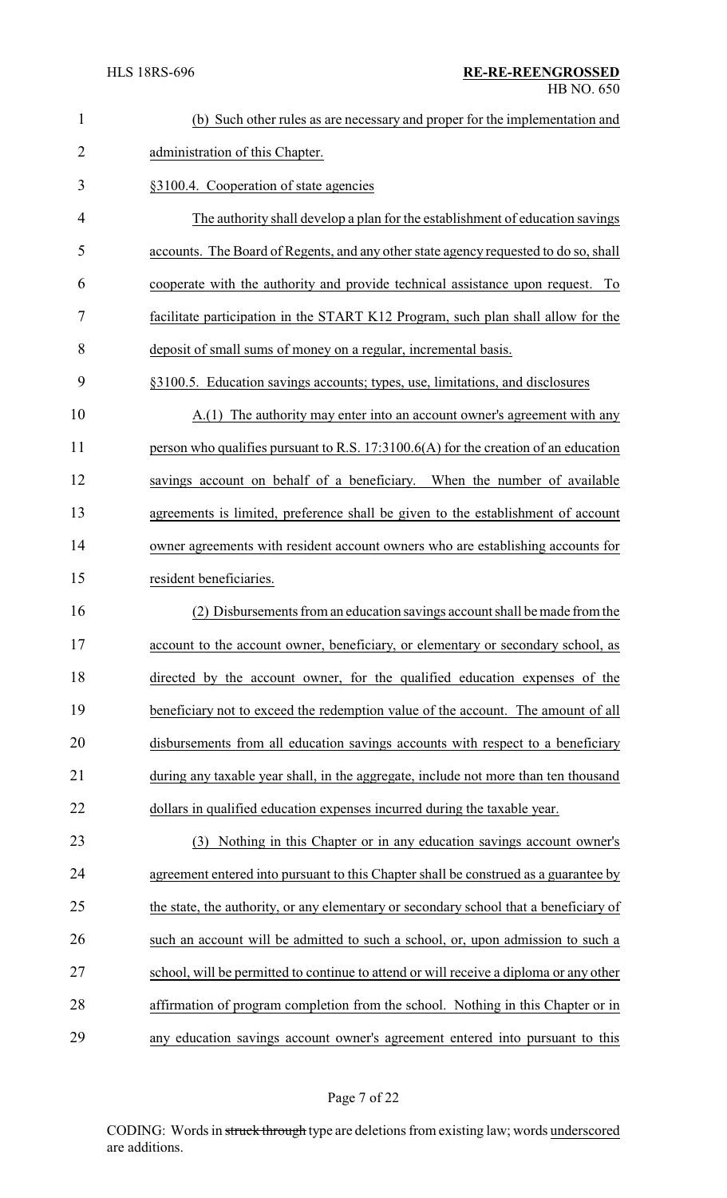(b) Such other rules as are necessary and proper for the implementation and administration of this Chapter.

§3100.4. Cooperation of state agencies

The authority shall develop a plan for the establishment of education savings accounts. The Board of Regents, and any other state agency requested to do so, shall cooperate with the authority and provide technical assistance upon request. To facilitate participation in the START K12 Program, such plan shall allow for the deposit of small sums of money on a regular, incremental basis.

§3100.5. Education savings accounts; types, use, limitations, and disclosures

A.(1) The authority may enter into an account owner's agreement with any person who qualifies pursuant to R.S. 17:3100.6(A) for the creation of an education savings account on behalf of a beneficiary. When the number of available agreements is limited, preference shall be given to the establishment of account owner agreements with resident account owners who are establishing accounts for resident beneficiaries.

(2) Disbursements from an education savings account shall be made from the account to the account owner, beneficiary, or elementary or secondary school, as directed by the account owner, for the qualified education expenses of the beneficiary not to exceed the redemption value of the account. The amount of all disbursements from all education savings accounts with respect to a beneficiary during any taxable year shall, in the aggregate, include not more than ten thousand dollars in qualified education expenses incurred during the taxable year.

(3) Nothing in this Chapter or in any education savings account owner's agreement entered into pursuant to this Chapter shall be construed as a guarantee by the state, the authority, or any elementary or secondary school that a beneficiary of such an account will be admitted to such a school, or, upon admission to such a school, will be permitted to continue to attend or will receive a diploma or any other affirmation of program completion from the school. Nothing in this Chapter or in any education savings account owner's agreement entered into pursuant to this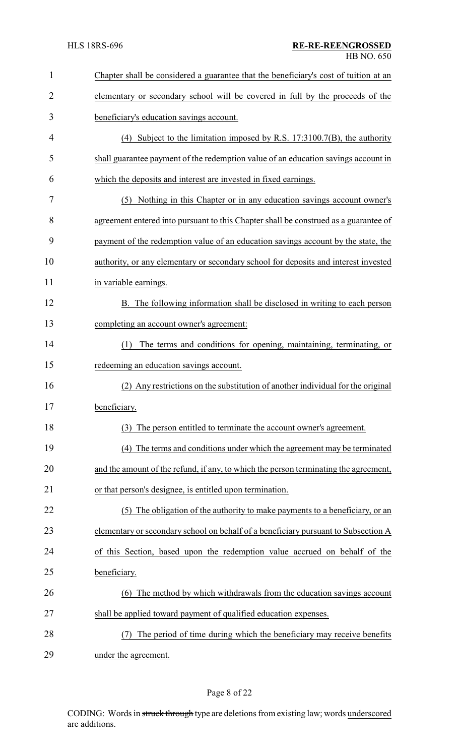Chapter shall be considered a guarantee that the beneficiary's cost of tuition at an elementary or secondary school will be covered in full by the proceeds of the beneficiary's education savings account.

(4) Subject to the limitation imposed by R.S. 17:3100.7(B), the authority shall guarantee payment of the redemption value of an education savings account in which the deposits and interest are invested in fixed earnings.

(5) Nothing in this Chapter or in any education savings account owner's agreement entered into pursuant to this Chapter shall be construed as a guarantee of payment of the redemption value of an education savings account by the state, the authority, or any elementary or secondary school for deposits and interest invested in variable earnings.

B. The following information shall be disclosed in writing to each person completing an account owner's agreement:

(1) The terms and conditions for opening, maintaining, terminating, or redeeming an education savings account.

(2) Any restrictions on the substitution of another individual for the original beneficiary.

(3) The person entitled to terminate the account owner's agreement.

(4) The terms and conditions under which the agreement may be terminated and the amount of the refund, if any, to which the person terminating the agreement, or that person's designee, is entitled upon termination.

(5) The obligation of the authority to make payments to a beneficiary, or an elementary or secondary school on behalf of a beneficiary pursuant to Subsection A of this Section, based upon the redemption value accrued on behalf of the beneficiary.

(6) The method by which withdrawals from the education savings account shall be applied toward payment of qualified education expenses.

(7) The period of time during which the beneficiary may receive benefits under the agreement.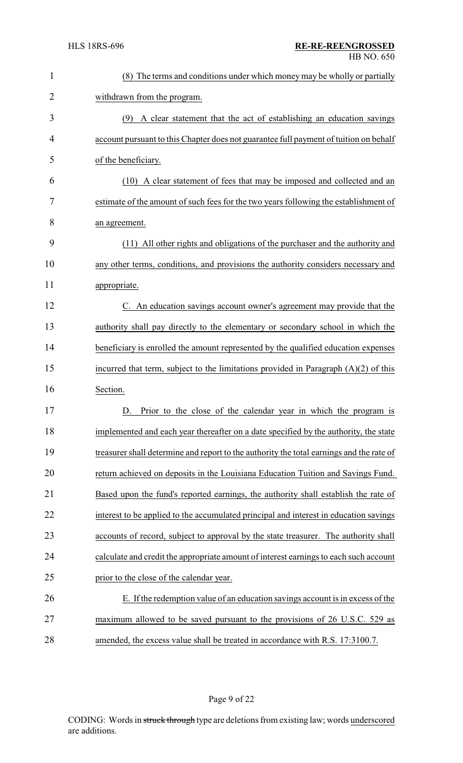(8) The terms and conditions under which money may be wholly or partially withdrawn from the program.

(9) A clear statement that the act of establishing an education savings account pursuant to this Chapter does not guarantee full payment of tuition on behalf of the beneficiary.

(10) A clear statement of fees that may be imposed and collected and an estimate of the amount of such fees for the two years following the establishment of an agreement.

(11) All other rights and obligations of the purchaser and the authority and any other terms, conditions, and provisions the authority considers necessary and appropriate.

C. An education savings account owner's agreement may provide that the authority shall pay directly to the elementary or secondary school in which the beneficiary is enrolled the amount represented by the qualified education expenses incurred that term, subject to the limitations provided in Paragraph (A)(2) of this Section.

D. Prior to the close of the calendar year in which the program is implemented and each year thereafter on a date specified by the authority, the state treasurer shall determine and report to the authority the total earnings and the rate of return achieved on deposits in the Louisiana Education Tuition and Savings Fund. Based upon the fund's reported earnings, the authority shall establish the rate of interest to be applied to the accumulated principal and interest in education savings accounts of record, subject to approval by the state treasurer. The authority shall calculate and credit the appropriate amount of interest earnings to each such account prior to the close of the calendar year.

E. If the redemption value of an education savings account is in excess of the maximum allowed to be saved pursuant to the provisions of 26 U.S.C. 529 as amended, the excess value shall be treated in accordance with R.S. 17:3100.7.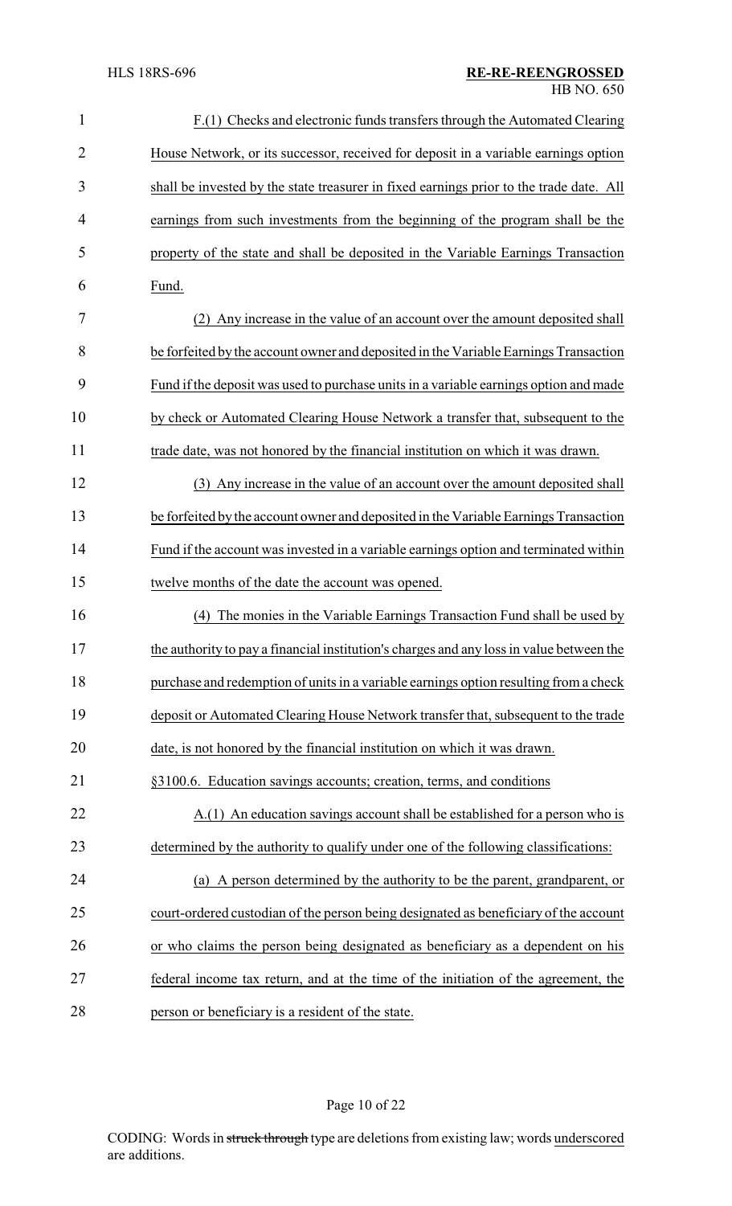F.(1) Checks and electronic funds transfers through the Automated Clearing House Network, or its successor, received for deposit in a variable earnings option shall be invested by the state treasurer in fixed earnings prior to the trade date. All earnings from such investments from the beginning of the program shall be the property of the state and shall be deposited in the Variable Earnings Transaction Fund.

(2) Any increase in the value of an account over the amount deposited shall be forfeited by the account owner and deposited in the Variable Earnings Transaction Fund if the deposit was used to purchase units in a variable earnings option and made by check or Automated Clearing House Network a transfer that, subsequent to the trade date, was not honored by the financial institution on which it was drawn.

(3) Any increase in the value of an account over the amount deposited shall be forfeited by the account owner and deposited in the Variable Earnings Transaction Fund if the account was invested in a variable earnings option and terminated within twelve months of the date the account was opened.

(4) The monies in the Variable Earnings Transaction Fund shall be used by the authority to pay a financial institution's charges and any loss in value between the purchase and redemption of units in a variable earnings option resulting from a check deposit or Automated Clearing House Network transfer that, subsequent to the trade date, is not honored by the financial institution on which it was drawn.

§3100.6. Education savings accounts; creation, terms, and conditions

A.(1) An education savings account shall be established for a person who is determined by the authority to qualify under one of the following classifications:

(a) A person determined by the authority to be the parent, grandparent, or court-ordered custodian of the person being designated as beneficiary of the account or who claims the person being designated as beneficiary as a dependent on his federal income tax return, and at the time of the initiation of the agreement, the person or beneficiary is a resident of the state.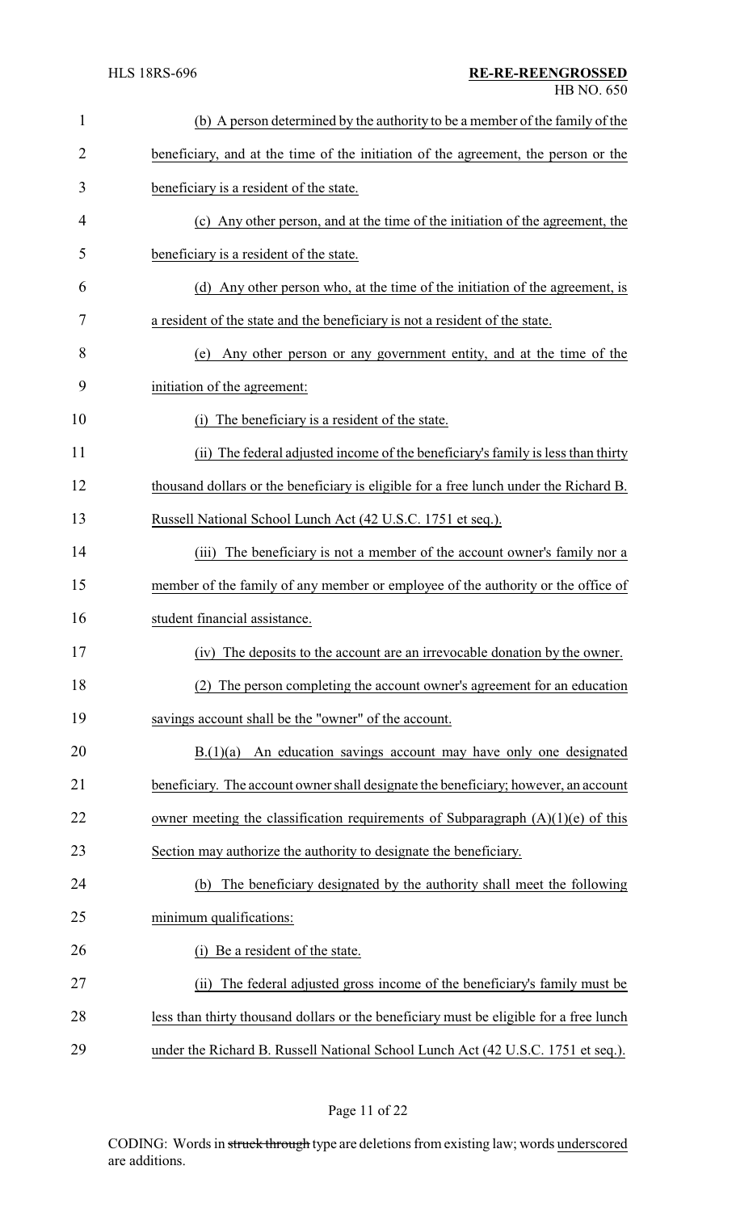(b) A person determined by the authority to be a member of the family of the beneficiary, and at the time of the initiation of the agreement, the person or the beneficiary is a resident of the state.

(c) Any other person, and at the time of the initiation of the agreement, the beneficiary is a resident of the state.

(d) Any other person who, at the time of the initiation of the agreement, is a resident of the state and the beneficiary is not a resident of the state.

(e) Any other person or any government entity, and at the time of the initiation of the agreement:

(i) The beneficiary is a resident of the state.

(ii) The federal adjusted income of the beneficiary's family is less than thirty thousand dollars or the beneficiary is eligible for a free lunch under the Richard B. Russell National School Lunch Act (42 U.S.C. 1751 et seq.).

(iii) The beneficiary is not a member of the account owner's family nor a member of the family of any member or employee of the authority or the office of student financial assistance.

(iv) The deposits to the account are an irrevocable donation by the owner.

(2) The person completing the account owner's agreement for an education savings account shall be the "owner" of the account.

B.(1)(a) An education savings account may have only one designated beneficiary. The account owner shall designate the beneficiary; however, an account owner meeting the classification requirements of Subparagraph (A)(1)(e) of this Section may authorize the authority to designate the beneficiary.

(b) The beneficiary designated by the authority shall meet the following minimum qualifications:

(i) Be a resident of the state.

(ii) The federal adjusted gross income of the beneficiary's family must be less than thirty thousand dollars or the beneficiary must be eligible for a free lunch under the Richard B. Russell National School Lunch Act (42 U.S.C. 1751 et seq.).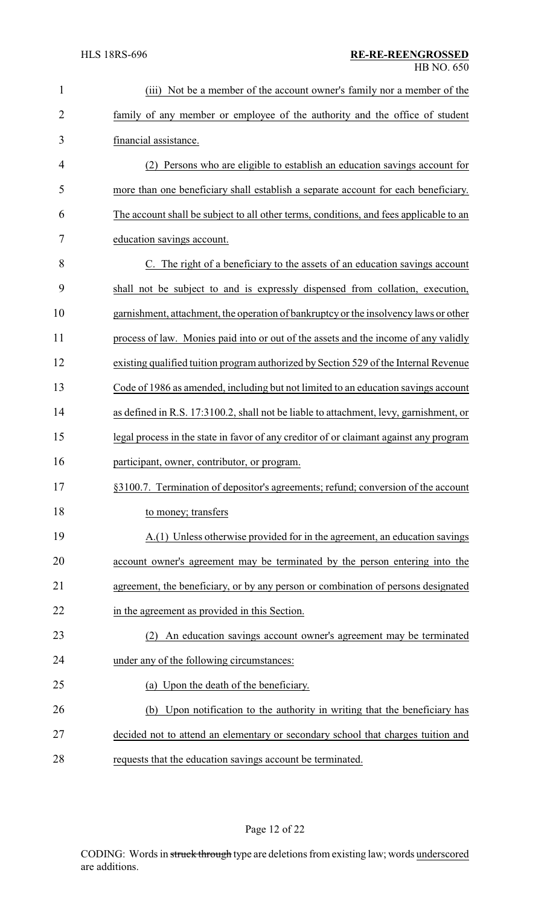(iii) Not be a member of the account owner's family nor a member of the family of any member or employee of the authority and the office of student financial assistance.

(2) Persons who are eligible to establish an education savings account for more than one beneficiary shall establish a separate account for each beneficiary. The account shall be subject to all other terms, conditions, and fees applicable to an education savings account.

C. The right of a beneficiary to the assets of an education savings account shall not be subject to and is expressly dispensed from collation, execution, garnishment, attachment, the operation of bankruptcy or the insolvency laws or other process of law. Monies paid into or out of the assets and the income of any validly existing qualified tuition program authorized by Section 529 of the Internal Revenue Code of 1986 as amended, including but not limited to an education savings account as defined in R.S. 17:3100.2, shall not be liable to attachment, levy, garnishment, or legal process in the state in favor of any creditor of or claimant against any program participant, owner, contributor, or program.

§3100.7. Termination of depositor's agreements; refund; conversion of the account to money; transfers

A.(1) Unless otherwise provided for in the agreement, an education savings account owner's agreement may be terminated by the person entering into the agreement, the beneficiary, or by any person or combination of persons designated in the agreement as provided in this Section.

(2) An education savings account owner's agreement may be terminated under any of the following circumstances:

(a) Upon the death of the beneficiary.

(b) Upon notification to the authority in writing that the beneficiary has decided not to attend an elementary or secondary school that charges tuition and requests that the education savings account be terminated.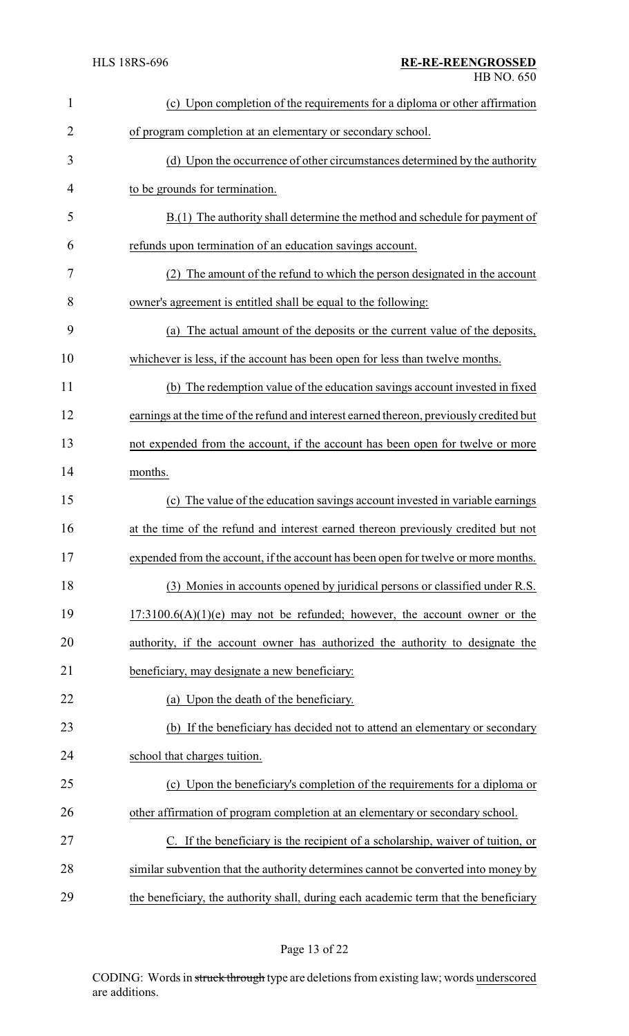(c) Upon completion of the requirements for a diploma or other affirmation of program completion at an elementary or secondary school.

(d) Upon the occurrence of other circumstances determined by the authority to be grounds for termination.

B.(1) The authority shall determine the method and schedule for payment of refunds upon termination of an education savings account.

(2) The amount of the refund to which the person designated in the account owner's agreement is entitled shall be equal to the following:

(a) The actual amount of the deposits or the current value of the deposits, whichever is less, if the account has been open for less than twelve months.

(b) The redemption value of the education savings account invested in fixed earnings at the time of the refund and interest earned thereon, previously credited but not expended from the account, if the account has been open for twelve or more months.

(c) The value of the education savings account invested in variable earnings at the time of the refund and interest earned thereon previously credited but not expended from the account, if the account has been open for twelve or more months.

(3) Monies in accounts opened by juridical persons or classified under R.S. 17:3100.6(A)(1)(e) may not be refunded; however, the account owner or the authority, if the account owner has authorized the authority to designate the beneficiary, may designate a new beneficiary:

(a) Upon the death of the beneficiary.

(b) If the beneficiary has decided not to attend an elementary or secondary school that charges tuition.

(c) Upon the beneficiary's completion of the requirements for a diploma or other affirmation of program completion at an elementary or secondary school.

C. If the beneficiary is the recipient of a scholarship, waiver of tuition, or similar subvention that the authority determines cannot be converted into money by the beneficiary, the authority shall, during each academic term that the beneficiary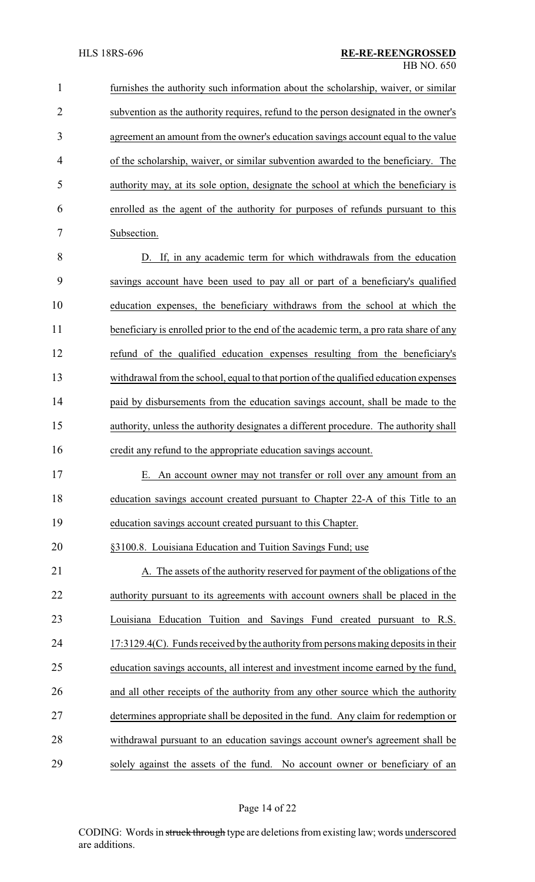furnishes the authority such information about the scholarship, waiver, or similar subvention as the authority requires, refund to the person designated in the owner's agreement an amount from the owner's education savings account equal to the value of the scholarship, waiver, or similar subvention awarded to the beneficiary. The authority may, at its sole option, designate the school at which the beneficiary is enrolled as the agent of the authority for purposes of refunds pursuant to this Subsection.

D. If, in any academic term for which withdrawals from the education savings account have been used to pay all or part of a beneficiary's qualified education expenses, the beneficiary withdraws from the school at which the beneficiary is enrolled prior to the end of the academic term, a pro rata share of any refund of the qualified education expenses resulting from the beneficiary's withdrawal from the school, equal to that portion of the qualified education expenses paid by disbursements from the education savings account, shall be made to the authority, unless the authority designates a different procedure. The authority shall credit any refund to the appropriate education savings account.

E. An account owner may not transfer or roll over any amount from an education savings account created pursuant to Chapter 22-A of this Title to an education savings account created pursuant to this Chapter.

§3100.8. Louisiana Education and Tuition Savings Fund; use

A. The assets of the authority reserved for payment of the obligations of the authority pursuant to its agreements with account owners shall be placed in the Louisiana Education Tuition and Savings Fund created pursuant to R.S. 17:3129.4(C). Funds received by the authority from persons making deposits in their education savings accounts, all interest and investment income earned by the fund, and all other receipts of the authority from any other source which the authority determines appropriate shall be deposited in the fund. Any claim for redemption or withdrawal pursuant to an education savings account owner's agreement shall be solely against the assets of the fund. No account owner or beneficiary of an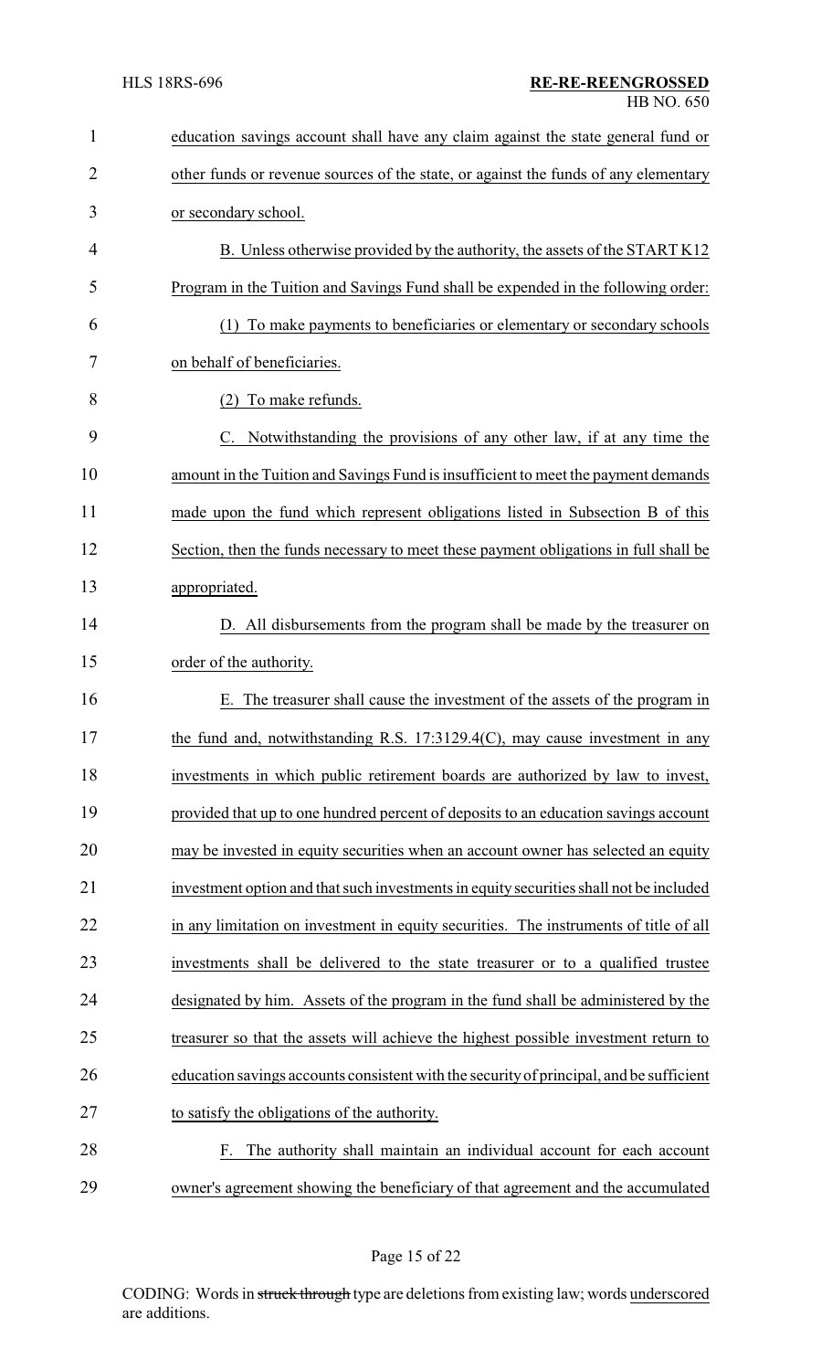education savings account shall have any claim against the state general fund or other funds or revenue sources of the state, or against the funds of any elementary or secondary school.

B. Unless otherwise provided by the authority, the assets of the START K12 Program in the Tuition and Savings Fund shall be expended in the following order:

(1) To make payments to beneficiaries or elementary or secondary schools on behalf of beneficiaries.

(2) To make refunds.

C. Notwithstanding the provisions of any other law, if at any time the amount in the Tuition and Savings Fund is insufficient to meet the payment demands made upon the fund which represent obligations listed in Subsection B of this Section, then the funds necessary to meet these payment obligations in full shall be appropriated.

D. All disbursements from the program shall be made by the treasurer on order of the authority.

E. The treasurer shall cause the investment of the assets of the program in the fund and, notwithstanding R.S. 17:3129.4(C), may cause investment in any investments in which public retirement boards are authorized by law to invest, provided that up to one hundred percent of deposits to an education savings account may be invested in equity securities when an account owner has selected an equity investment option and that such investments in equity securities shall not be included in any limitation on investment in equity securities. The instruments of title of all investments shall be delivered to the state treasurer or to a qualified trustee designated by him. Assets of the program in the fund shall be administered by the treasurer so that the assets will achieve the highest possible investment return to education savings accounts consistent with the security of principal, and be sufficient to satisfy the obligations of the authority.

F. The authority shall maintain an individual account for each account owner's agreement showing the beneficiary of that agreement and the accumulated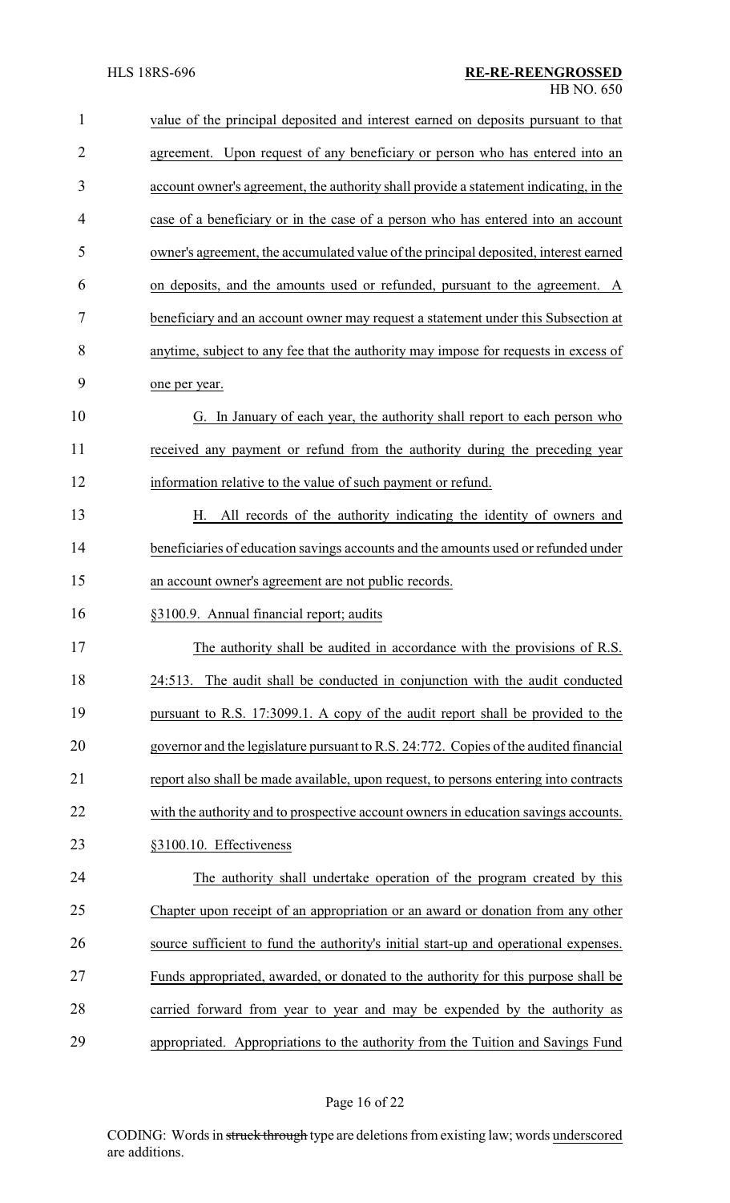value of the principal deposited and interest earned on deposits pursuant to that agreement. Upon request of any beneficiary or person who has entered into an account owner's agreement, the authority shall provide a statement indicating, in the case of a beneficiary or in the case of a person who has entered into an account owner's agreement, the accumulated value of the principal deposited, interest earned on deposits, and the amounts used or refunded, pursuant to the agreement. A beneficiary and an account owner may request a statement under this Subsection at anytime, subject to any fee that the authority may impose for requests in excess of one per year.

G. In January of each year, the authority shall report to each person who received any payment or refund from the authority during the preceding year information relative to the value of such payment or refund.

H. All records of the authority indicating the identity of owners and beneficiaries of education savings accounts and the amounts used or refunded under an account owner's agreement are not public records.

§3100.9. Annual financial report; audits

The authority shall be audited in accordance with the provisions of R.S. 24:513. The audit shall be conducted in conjunction with the audit conducted pursuant to R.S. 17:3099.1. A copy of the audit report shall be provided to the governor and the legislature pursuant to R.S. 24:772. Copies of the audited financial report also shall be made available, upon request, to persons entering into contracts with the authority and to prospective account owners in education savings accounts.

§3100.10. Effectiveness

The authority shall undertake operation of the program created by this Chapter upon receipt of an appropriation or an award or donation from any other source sufficient to fund the authority's initial start-up and operational expenses. Funds appropriated, awarded, or donated to the authority for this purpose shall be carried forward from year to year and may be expended by the authority as appropriated. Appropriations to the authority from the Tuition and Savings Fund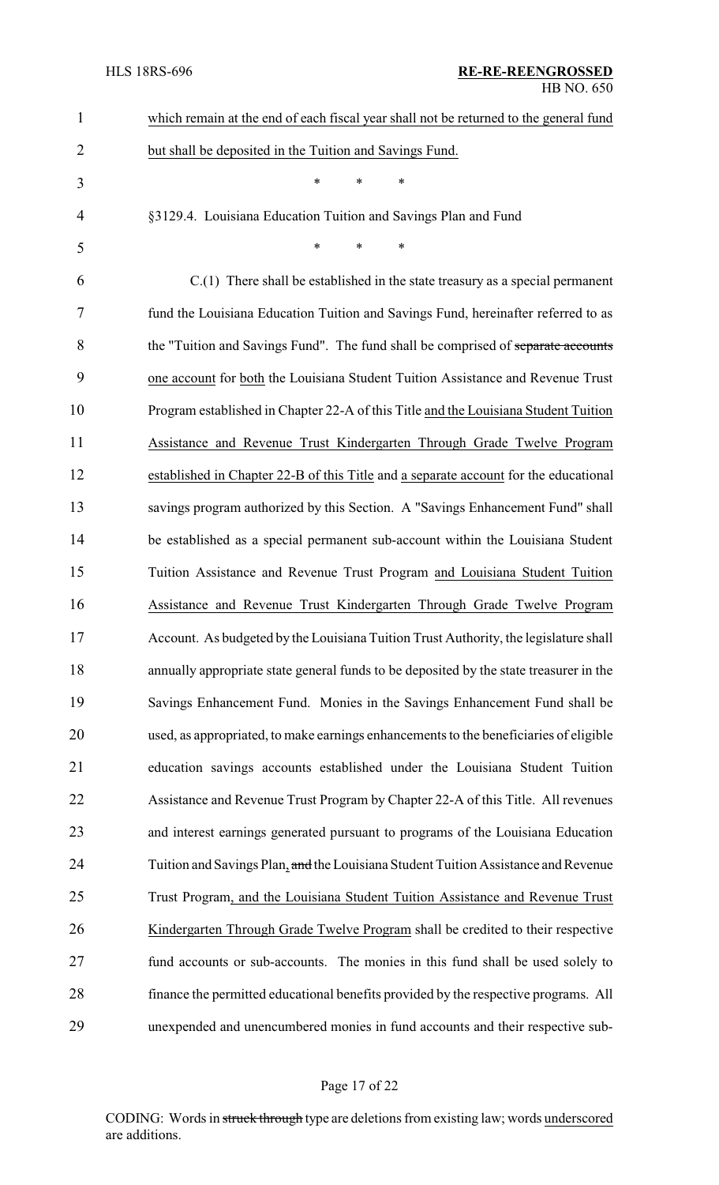which remain at the end of each fiscal year shall not be returned to the general fund but shall be deposited in the Tuition and Savings Fund.

\* \* \*

§3129.4. Louisiana Education Tuition and Savings Plan and Fund

\* \* \*

C.(1) There shall be established in the state treasury as a special permanent fund the Louisiana Education Tuition and Savings Fund, hereinafter referred to as the "Tuition and Savings Fund". The fund shall be comprised of ~~separate accounts~~ one account for both the Louisiana Student Tuition Assistance and Revenue Trust Program established in Chapter 22-A of this Title and the Louisiana Student Tuition Assistance and Revenue Trust Kindergarten Through Grade Twelve Program established in Chapter 22-B of this Title and a separate account for the educational savings program authorized by this Section. A "Savings Enhancement Fund" shall be established as a special permanent sub-account within the Louisiana Student Tuition Assistance and Revenue Trust Program and Louisiana Student Tuition Assistance and Revenue Trust Kindergarten Through Grade Twelve Program Account. As budgeted by the Louisiana Tuition Trust Authority, the legislature shall annually appropriate state general funds to be deposited by the state treasurer in the Savings Enhancement Fund. Monies in the Savings Enhancement Fund shall be used, as appropriated, to make earnings enhancements to the beneficiaries of eligible education savings accounts established under the Louisiana Student Tuition Assistance and Revenue Trust Program by Chapter 22-A of this Title. All revenues and interest earnings generated pursuant to programs of the Louisiana Education Tuition and Savings Plan, ~~and~~ the Louisiana Student Tuition Assistance and Revenue Trust Program, and the Louisiana Student Tuition Assistance and Revenue Trust Kindergarten Through Grade Twelve Program shall be credited to their respective fund accounts or sub-accounts. The monies in this fund shall be used solely to finance the permitted educational benefits provided by the respective programs. All unexpended and unencumbered monies in fund accounts and their respective sub-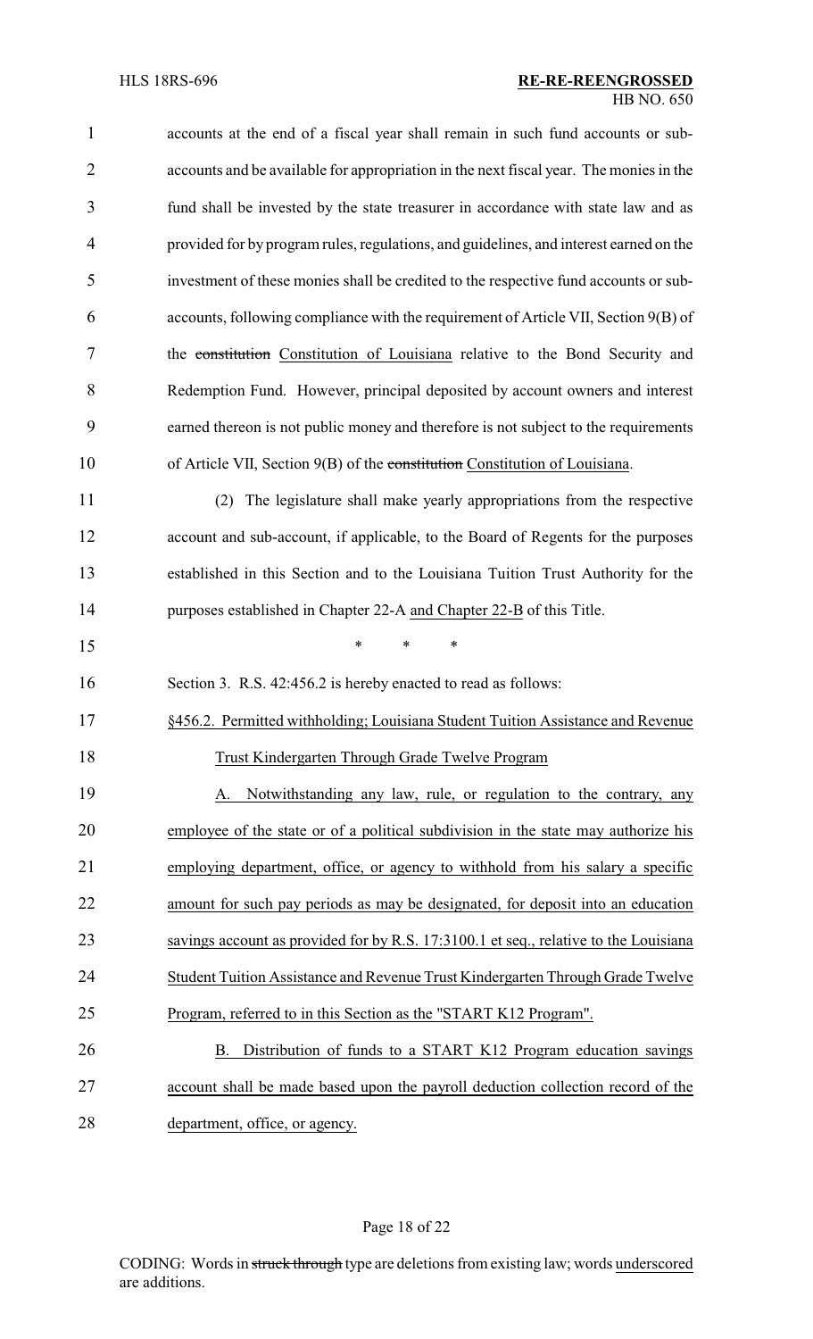accounts at the end of a fiscal year shall remain in such fund accounts or sub-accounts and be available for appropriation in the next fiscal year. The monies in the fund shall be invested by the state treasurer in accordance with state law and as provided for by program rules, regulations, and guidelines, and interest earned on the investment of these monies shall be credited to the respective fund accounts or sub-accounts, following compliance with the requirement of Article VII, Section 9(B) of the ~~constitution~~ Constitution of Louisiana relative to the Bond Security and Redemption Fund. However, principal deposited by account owners and interest earned thereon is not public money and therefore is not subject to the requirements of Article VII, Section 9(B) of the ~~constitution~~ Constitution of Louisiana.

(2) The legislature shall make yearly appropriations from the respective account and sub-account, if applicable, to the Board of Regents for the purposes established in this Section and to the Louisiana Tuition Trust Authority for the purposes established in Chapter 22-A and Chapter 22-B of this Title.

\* \* \*

Section 3. R.S. 42:456.2 is hereby enacted to read as follows:

§456.2. Permitted withholding; Louisiana Student Tuition Assistance and Revenue Trust Kindergarten Through Grade Twelve Program

A. Notwithstanding any law, rule, or regulation to the contrary, any employee of the state or of a political subdivision in the state may authorize his employing department, office, or agency to withhold from his salary a specific amount for such pay periods as may be designated, for deposit into an education savings account as provided for by R.S. 17:3100.1 et seq., relative to the Louisiana Student Tuition Assistance and Revenue Trust Kindergarten Through Grade Twelve Program, referred to in this Section as the "START K12 Program".

B. Distribution of funds to a START K12 Program education savings account shall be made based upon the payroll deduction collection record of the department, office, or agency.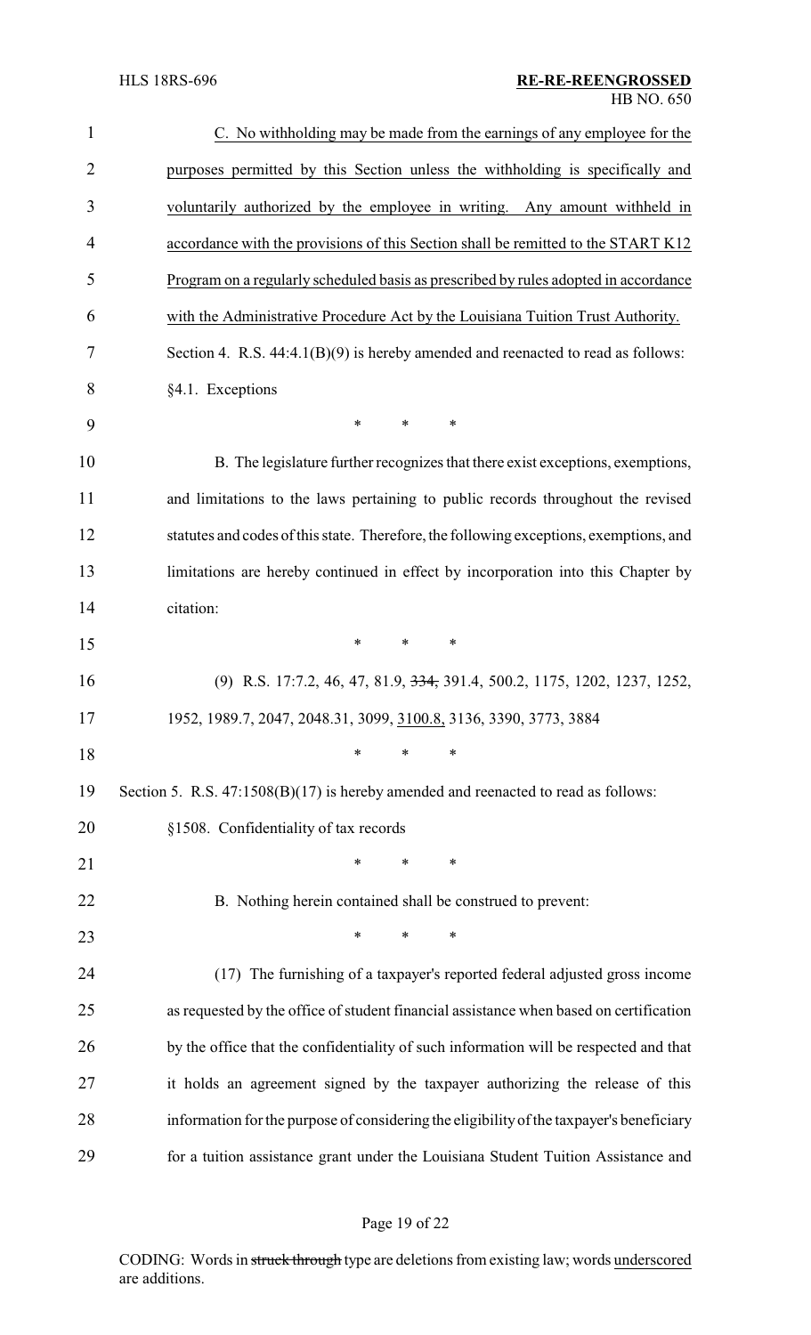C. No withholding may be made from the earnings of any employee for the purposes permitted by this Section unless the withholding is specifically and voluntarily authorized by the employee in writing. Any amount withheld in accordance with the provisions of this Section shall be remitted to the START K12 Program on a regularly scheduled basis as prescribed by rules adopted in accordance with the Administrative Procedure Act by the Louisiana Tuition Trust Authority.

Section 4. R.S. 44:4.1(B)(9) is hereby amended and reenacted to read as follows:

§4.1. Exceptions

\* \* \*

B. The legislature further recognizes that there exist exceptions, exemptions, and limitations to the laws pertaining to public records throughout the revised statutes and codes of this state. Therefore, the following exceptions, exemptions, and limitations are hereby continued in effect by incorporation into this Chapter by citation:

\* \* \*

(9) R.S. 17:7.2, 46, 47, 81.9, ~~334,~~ 391.4, 500.2, 1175, 1202, 1237, 1252, 1952, 1989.7, 2047, 2048.31, 3099, 3100.8, 3136, 3390, 3773, 3884

\* \* \*

Section 5. R.S. 47:1508(B)(17) is hereby amended and reenacted to read as follows:

§1508. Confidentiality of tax records

\* \* \*

B. Nothing herein contained shall be construed to prevent:

\* \* \*

(17) The furnishing of a taxpayer's reported federal adjusted gross income as requested by the office of student financial assistance when based on certification by the office that the confidentiality of such information will be respected and that it holds an agreement signed by the taxpayer authorizing the release of this information for the purpose of considering the eligibility of the taxpayer's beneficiary for a tuition assistance grant under the Louisiana Student Tuition Assistance and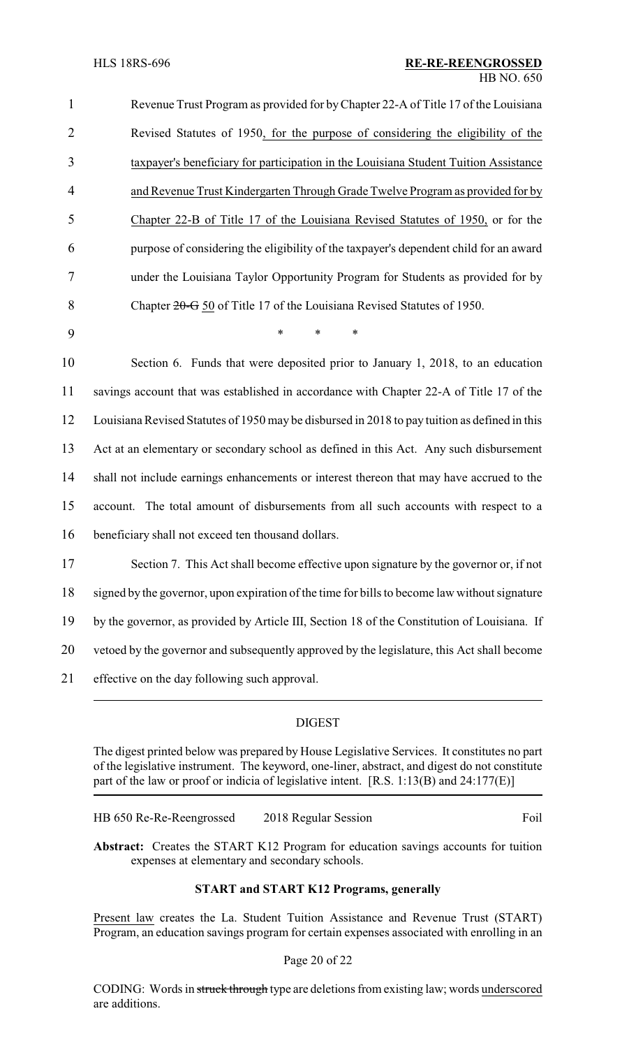Revenue Trust Program as provided for by Chapter 22-A of Title 17 of the Louisiana Revised Statutes of 1950, for the purpose of considering the eligibility of the taxpayer's beneficiary for participation in the Louisiana Student Tuition Assistance and Revenue Trust Kindergarten Through Grade Twelve Program as provided for by Chapter 22-B of Title 17 of the Louisiana Revised Statutes of 1950, or for the purpose of considering the eligibility of the taxpayer's dependent child for an award under the Louisiana Taylor Opportunity Program for Students as provided for by Chapter ~~20-G~~ 50 of Title 17 of the Louisiana Revised Statutes of 1950.

\* \* \*

Section 6. Funds that were deposited prior to January 1, 2018, to an education savings account that was established in accordance with Chapter 22-A of Title 17 of the Louisiana Revised Statutes of 1950 may be disbursed in 2018 to pay tuition as defined in this Act at an elementary or secondary school as defined in this Act. Any such disbursement shall not include earnings enhancements or interest thereon that may have accrued to the account. The total amount of disbursements from all such accounts with respect to a beneficiary shall not exceed ten thousand dollars.

Section 7. This Act shall become effective upon signature by the governor or, if not signed by the governor, upon expiration of the time for bills to become law without signature by the governor, as provided by Article III, Section 18 of the Constitution of Louisiana. If vetoed by the governor and subsequently approved by the legislature, this Act shall become effective on the day following such approval.

## DIGEST

The digest printed below was prepared by House Legislative Services. It constitutes no part of the legislative instrument. The keyword, one-liner, abstract, and digest do not constitute part of the law or proof or indicia of legislative intent. [R.S. 1:13(B) and 24:177(E)]

HB 650 Re-Re-Reengrossed 2018 Regular Session Foil

**Abstract:** Creates the START K12 Program for education savings accounts for tuition expenses at elementary and secondary schools.

### START and START K12 Programs, generally

Present law creates the La. Student Tuition Assistance and Revenue Trust (START) Program, an education savings program for certain expenses associated with enrolling in an

CODING: Words in ~~struck through~~ type are deletions from existing law; words underscored are additions.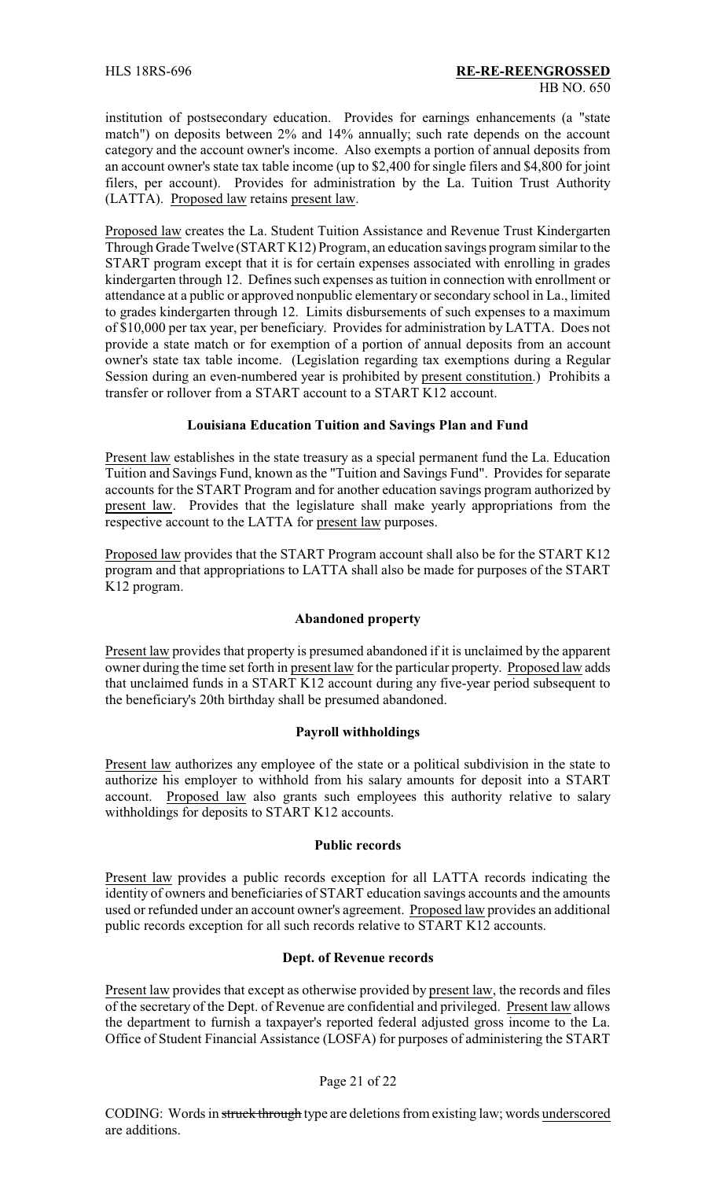institution of postsecondary education. Provides for earnings enhancements (a "state match") on deposits between 2% and 14% annually; such rate depends on the account category and the account owner's income. Also exempts a portion of annual deposits from an account owner's state tax table income (up to $2,400 for single filers and $4,800 for joint filers, per account). Provides for administration by the La. Tuition Trust Authority (LATTA). Proposed law retains present law.

Proposed law creates the La. Student Tuition Assistance and Revenue Trust Kindergarten Through Grade Twelve (START K12) Program, an education savings program similar to the START program except that it is for certain expenses associated with enrolling in grades kindergarten through 12. Defines such expenses as tuition in connection with enrollment or attendance at a public or approved nonpublic elementary or secondary school in La., limited to grades kindergarten through 12. Limits disbursements of such expenses to a maximum of $10,000 per tax year, per beneficiary. Provides for administration by LATTA. Does not provide a state match or for exemption of a portion of annual deposits from an account owner's state tax table income. (Legislation regarding tax exemptions during a Regular Session during an even-numbered year is prohibited by present constitution.) Prohibits a transfer or rollover from a START account to a START K12 account.

**Louisiana Education Tuition and Savings Plan and Fund**

Present law establishes in the state treasury as a special permanent fund the La. Education Tuition and Savings Fund, known as the "Tuition and Savings Fund". Provides for separate accounts for the START Program and for another education savings program authorized by present law. Provides that the legislature shall make yearly appropriations from the respective account to the LATTA for present law purposes.

Proposed law provides that the START Program account shall also be for the START K12 program and that appropriations to LATTA shall also be made for purposes of the START K12 program.

**Abandoned property**

Present law provides that property is presumed abandoned if it is unclaimed by the apparent owner during the time set forth in present law for the particular property. Proposed law adds that unclaimed funds in a START K12 account during any five-year period subsequent to the beneficiary's 20th birthday shall be presumed abandoned.

**Payroll withholdings**

Present law authorizes any employee of the state or a political subdivision in the state to authorize his employer to withhold from his salary amounts for deposit into a START account. Proposed law also grants such employees this authority relative to salary withholdings for deposits to START K12 accounts.

**Public records**

Present law provides a public records exception for all LATTA records indicating the identity of owners and beneficiaries of START education savings accounts and the amounts used or refunded under an account owner's agreement. Proposed law provides an additional public records exception for all such records relative to START K12 accounts.

**Dept. of Revenue records**

Present law provides that except as otherwise provided by present law, the records and files of the secretary of the Dept. of Revenue are confidential and privileged. Present law allows the department to furnish a taxpayer's reported federal adjusted gross income to the La. Office of Student Financial Assistance (LOSFA) for purposes of administering the START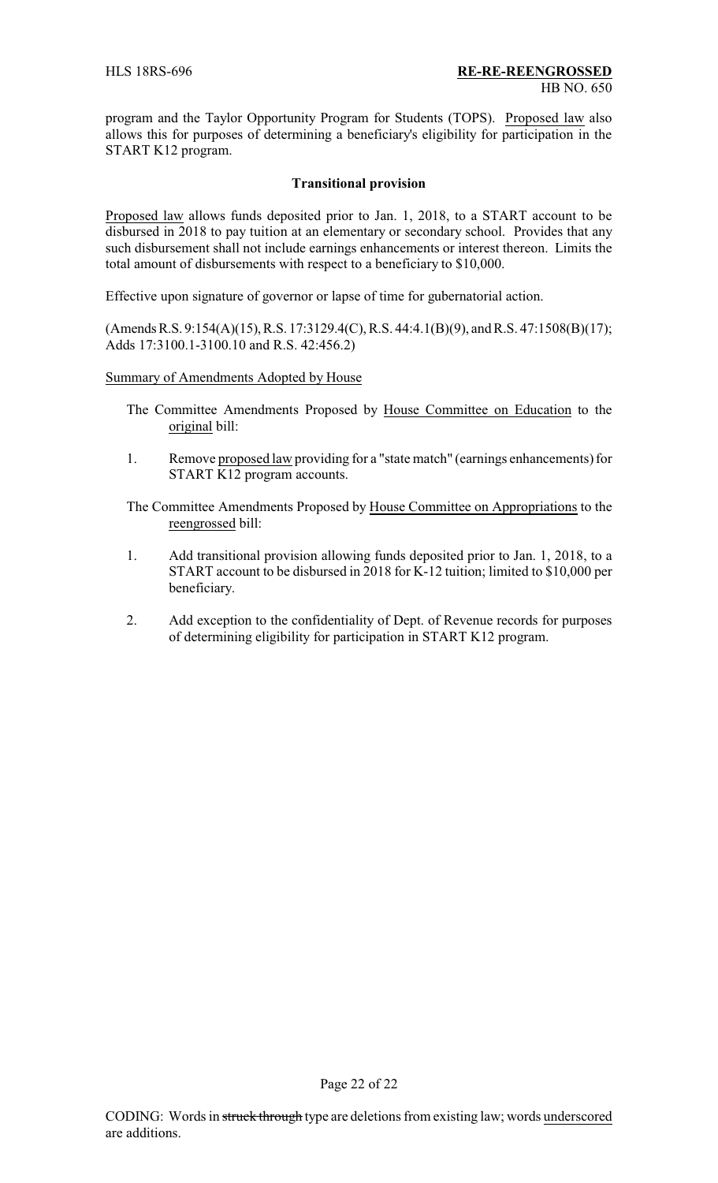program and the Taylor Opportunity Program for Students (TOPS). Proposed law also allows this for purposes of determining a beneficiary's eligibility for participation in the START K12 program.

### Transitional provision

Proposed law allows funds deposited prior to Jan. 1, 2018, to a START account to be disbursed in 2018 to pay tuition at an elementary or secondary school. Provides that any such disbursement shall not include earnings enhancements or interest thereon. Limits the total amount of disbursements with respect to a beneficiary to $10,000.

Effective upon signature of governor or lapse of time for gubernatorial action.

(Amends R.S. 9:154(A)(15), R.S. 17:3129.4(C), R.S. 44:4.1(B)(9), and R.S. 47:1508(B)(17); Adds 17:3100.1-3100.10 and R.S. 42:456.2)

Summary of Amendments Adopted by House

The Committee Amendments Proposed by House Committee on Education to the original bill:

1. Remove proposed law providing for a "state match" (earnings enhancements) for START K12 program accounts.

The Committee Amendments Proposed by House Committee on Appropriations to the reengrossed bill:

1. Add transitional provision allowing funds deposited prior to Jan. 1, 2018, to a START account to be disbursed in 2018 for K-12 tuition; limited to $10,000 per beneficiary.

2. Add exception to the confidentiality of Dept. of Revenue records for purposes of determining eligibility for participation in START K12 program.